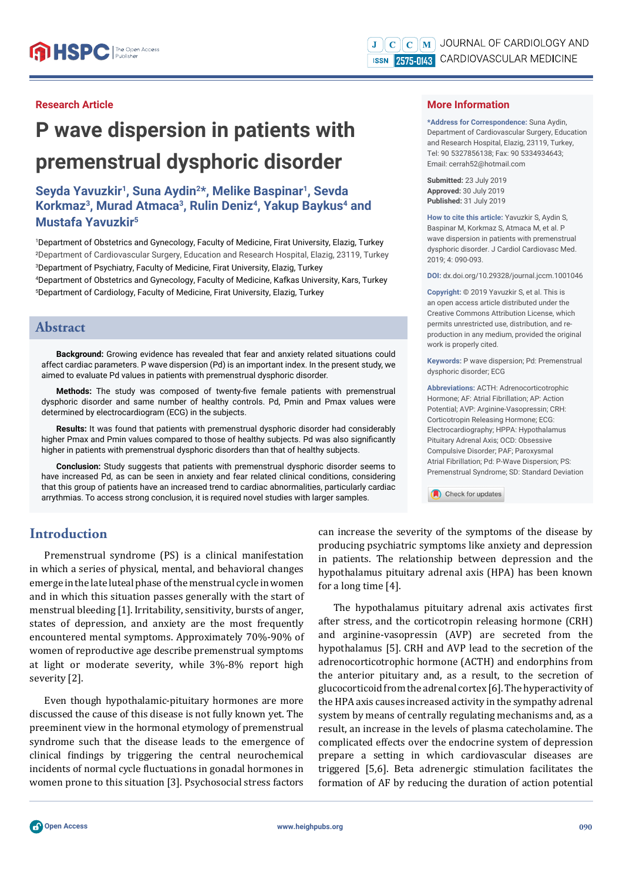Research Article

# P wave dispersion in patients with premenstrual dysphoric disorder

**Seyda Yavuzkir[1], Suna Aydin[2]*, Melike Baspinar[1], Sevda Korkmaz[3], Murad Atmaca[3], Rulin Deniz[4], Yakup Baykus[4] and Mustafa Yavuzkir[5]**

[1]Department of Obstetrics and Gynecology, Faculty of Medicine, Firat University, Elazig, Turkey
[2]Department of Cardiovascular Surgery, Education and Research Hospital, Elazig, 23119, Turkey
[3]Department of Psychiatry, Faculty of Medicine, Firat University, Elazig, Turkey
[4]Department of Obstetrics and Gynecology, Faculty of Medicine, Kafkas University, Kars, Turkey
[5]Department of Cardiology, Faculty of Medicine, Firat University, Elazig, Turkey

## More Information

***Address for Correspondence:** Suna Aydin, Department of Cardiovascular Surgery, Education and Research Hospital, Elazig, 23119, Turkey, Tel: 90 5327856138; Fax: 90 5334934643; Email: cerrah52@hotmail.com

**Submitted:** 23 July 2019
**Approved:** 30 July 2019
**Published:** 31 July 2019

**How to cite this article:** Yavuzkir S, Aydin S, Baspinar M, Korkmaz S, Atmaca M, et al. P wave dispersion in patients with premenstrual dysphoric disorder. J Cardiol Cardiovasc Med. 2019; 4: 090-093.

**DOI:** dx.doi.org/10.29328/journal.jccm.1001046

**Copyright:** © 2019 Yavuzkir S, et al. This is an open access article distributed under the Creative Commons Attribution License, which permits unrestricted use, distribution, and reproduction in any medium, provided the original work is properly cited.

**Keywords:** P wave dispersion; Pd: Premenstrual dysphoric disorder; ECG

**Abbreviations:** ACTH: Adrenocorticotrophic Hormone; AF: Atrial Fibrillation; AP: Action Potential; AVP: Arginine-Vasopressin; CRH: Corticotropin Releasing Hormone; ECG: Electrocardiography; HPPA: Hypothalamus Pituitary Adrenal Axis; OCD: Obsessive Compulsive Disorder; PAF; Paroxysmal Atrial Fibrillation; Pd: P-Wave Dispersion; PS: Premenstrual Syndrome; SD: Standard Deviation

## Abstract

**Background:** Growing evidence has revealed that fear and anxiety related situations could affect cardiac parameters. P wave dispersion (Pd) is an important index. In the present study, we aimed to evaluate Pd values in patients with premenstrual dysphoric disorder.

**Methods:** The study was composed of twenty-five female patients with premenstrual dysphoric disorder and same number of healthy controls. Pd, Pmin and Pmax values were determined by electrocardiogram (ECG) in the subjects.

**Results:** It was found that patients with premenstrual dysphoric disorder had considerably higher Pmax and Pmin values compared to those of healthy subjects. Pd was also significantly higher in patients with premenstrual dysphoric disorders than that of healthy subjects.

**Conclusion:** Study suggests that patients with premenstrual dysphoric disorder seems to have increased Pd, as can be seen in anxiety and fear related clinical conditions, considering that this group of patients have an increased trend to cardiac abnormalities, particularly cardiac arrythmias. To access strong conclusion, it is required novel studies with larger samples.

## Introduction

Premenstrual syndrome (PS) is a clinical manifestation in which a series of physical, mental, and behavioral changes emerge in the late luteal phase of the menstrual cycle in women and in which this situation passes generally with the start of menstrual bleeding [1]. Irritability, sensitivity, bursts of anger, states of depression, and anxiety are the most frequently encountered mental symptoms. Approximately 70%-90% of women of reproductive age describe premenstrual symptoms at light or moderate severity, while 3%-8% report high severity [2].

Even though hypothalamic-pituitary hormones are more discussed the cause of this disease is not fully known yet. The preeminent view in the hormonal etymology of premenstrual syndrome such that the disease leads to the emergence of clinical findings by triggering the central neurochemical incidents of normal cycle fluctuations in gonadal hormones in women prone to this situation [3]. Psychosocial stress factors can increase the severity of the symptoms of the disease by producing psychiatric symptoms like anxiety and depression in patients. The relationship between depression and the hypothalamus pituitary adrenal axis (HPA) has been known for a long time [4].

The hypothalamus pituitary adrenal axis activates first after stress, and the corticotropin releasing hormone (CRH) and arginine-vasopressin (AVP) are secreted from the hypothalamus [5]. CRH and AVP lead to the secretion of the adrenocorticotrophic hormone (ACTH) and endorphins from the anterior pituitary and, as a result, to the secretion of glucocorticoid from the adrenal cortex [6]. The hyperactivity of the HPA axis causes increased activity in the sympathy adrenal system by means of centrally regulating mechanisms and, as a result, an increase in the levels of plasma catecholamine. The complicated effects over the endocrine system of depression prepare a setting in which cardiovascular diseases are triggered [5,6]. Beta adrenergic stimulation facilitates the formation of AF by reducing the duration of action potential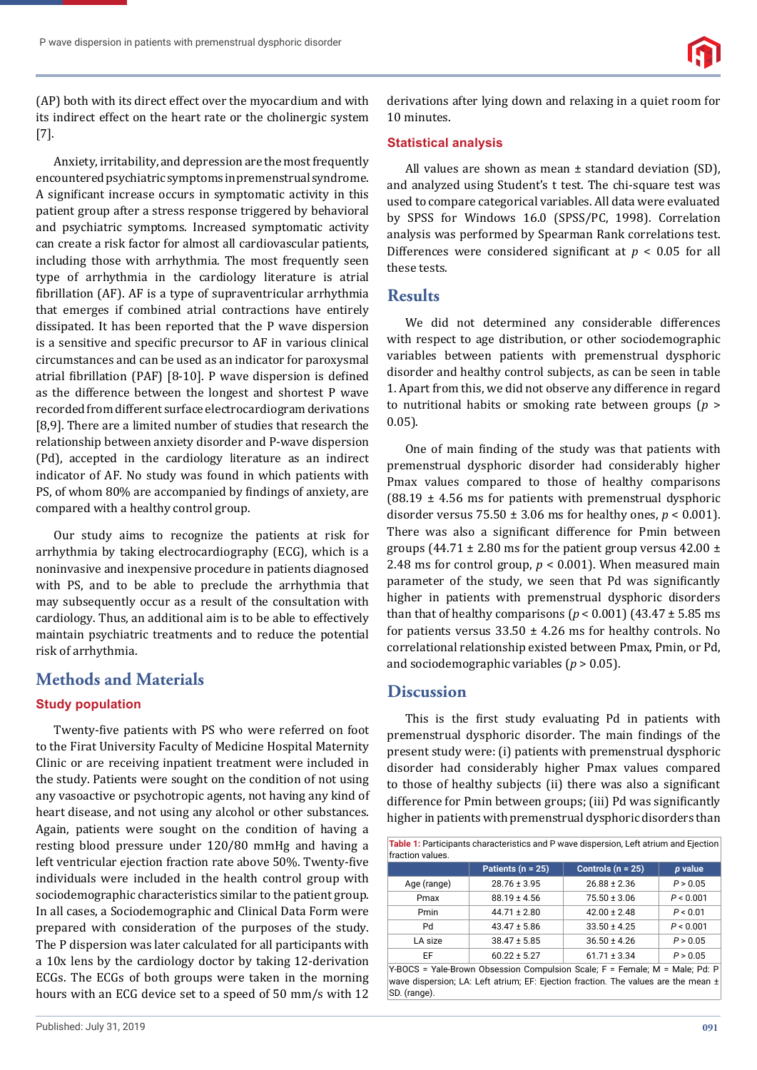(AP) both with its direct effect over the myocardium and with its indirect effect on the heart rate or the cholinergic system [7].

Anxiety, irritability, and depression are the most frequently encountered psychiatric symptoms in premenstrual syndrome. A significant increase occurs in symptomatic activity in this patient group after a stress response triggered by behavioral and psychiatric symptoms. Increased symptomatic activity can create a risk factor for almost all cardiovascular patients, including those with arrhythmia. The most frequently seen type of arrhythmia in the cardiology literature is atrial fibrillation (AF). AF is a type of supraventricular arrhythmia that emerges if combined atrial contractions have entirely dissipated. It has been reported that the P wave dispersion is a sensitive and specific precursor to AF in various clinical circumstances and can be used as an indicator for paroxysmal atrial fibrillation (PAF) [8-10]. P wave dispersion is defined as the difference between the longest and shortest P wave recorded from different surface electrocardiogram derivations [8,9]. There are a limited number of studies that research the relationship between anxiety disorder and P-wave dispersion (Pd), accepted in the cardiology literature as an indirect indicator of AF. No study was found in which patients with PS, of whom 80% are accompanied by findings of anxiety, are compared with a healthy control group.

Our study aims to recognize the patients at risk for arrhythmia by taking electrocardiography (ECG), which is a noninvasive and inexpensive procedure in patients diagnosed with PS, and to be able to preclude the arrhythmia that may subsequently occur as a result of the consultation with cardiology. Thus, an additional aim is to be able to effectively maintain psychiatric treatments and to reduce the potential risk of arrhythmia.

# Methods and Materials

## Study population

Twenty-five patients with PS who were referred on foot to the Firat University Faculty of Medicine Hospital Maternity Clinic or are receiving inpatient treatment were included in the study. Patients were sought on the condition of not using any vasoactive or psychotropic agents, not having any kind of heart disease, and not using any alcohol or other substances. Again, patients were sought on the condition of having a resting blood pressure under 120/80 mmHg and having a left ventricular ejection fraction rate above 50%. Twenty-five individuals were included in the health control group with sociodemographic characteristics similar to the patient group. In all cases, a Sociodemographic and Clinical Data Form were prepared with consideration of the purposes of the study. The P dispersion was later calculated for all participants with a 10x lens by the cardiology doctor by taking 12-derivation ECGs. The ECGs of both groups were taken in the morning hours with an ECG device set to a speed of 50 mm/s with 12 derivations after lying down and relaxing in a quiet room for 10 minutes.

## Statistical analysis

All values are shown as mean ± standard deviation (SD), and analyzed using Student's t test. The chi-square test was used to compare categorical variables. All data were evaluated by SPSS for Windows 16.0 (SPSS/PC, 1998). Correlation analysis was performed by Spearman Rank correlations test. Differences were considered significant at $p < 0.05$ for all these tests.

# Results

We did not determined any considerable differences with respect to age distribution, or other sociodemographic variables between patients with premenstrual dysphoric disorder and healthy control subjects, as can be seen in table 1. Apart from this, we did not observe any difference in regard to nutritional habits or smoking rate between groups ($p > 0.05$).

One of main finding of the study was that patients with premenstrual dysphoric disorder had considerably higher Pmax values compared to those of healthy comparisons (88.19 ± 4.56 ms for patients with premenstrual dysphoric disorder versus 75.50 ± 3.06 ms for healthy ones, $p < 0.001$). There was also a significant difference for Pmin between groups (44.71 ± 2.80 ms for the patient group versus 42.00 ± 2.48 ms for control group, $p < 0.001$). When measured main parameter of the study, we seen that Pd was significantly higher in patients with premenstrual dysphoric disorders than that of healthy comparisons ($p < 0.001$) (43.47 ± 5.85 ms for patients versus 33.50 ± 4.26 ms for healthy controls. No correlational relationship existed between Pmax, Pmin, or Pd, and sociodemographic variables ($p > 0.05$).

# Discussion

This is the first study evaluating Pd in patients with premenstrual dysphoric disorder. The main findings of the present study were: (i) patients with premenstrual dysphoric disorder had considerably higher Pmax values compared to those of healthy subjects (ii) there was also a significant difference for Pmin between groups; (iii) Pd was significantly higher in patients with premenstrual dysphoric disorders than

**Table 1:** Participants characteristics and P wave dispersion, Left atrium and Ejection fraction values.

| | Patients (n = 25) | Controls (n = 25) | p value |
|---|---|---|---|
| Age (range) | 28.76 ± 3.95 | 26.88 ± 2.36 | $P > 0.05$ |
| Pmax | 88.19 ± 4.56 | 75.50 ± 3.06 | $P < 0.001$ |
| Pmin | 44.71 ± 2.80 | 42.00 ± 2.48 | $P < 0.01$ |
| Pd | 43.47 ± 5.86 | 33.50 ± 4.25 | $P < 0.001$ |
| LA size | 38.47 ± 5.85 | 36.50 ± 4.26 | $P > 0.05$ |
| EF | 60.22 ± 5.27 | 61.71 ± 3.34 | $P > 0.05$ |

Y-BOCS = Yale-Brown Obsession Compulsion Scale; F = Female; M = Male; Pd: P wave dispersion; LA: Left atrium; EF: Ejection fraction. The values are the mean ± SD. (range).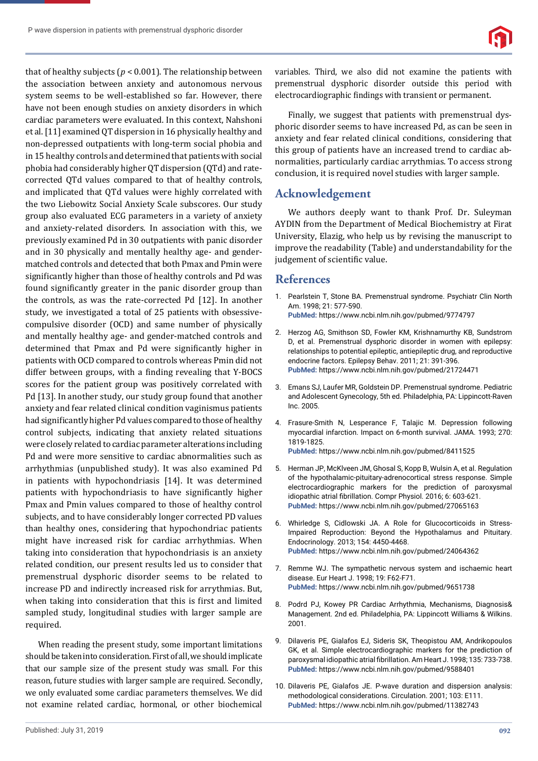that of healthy subjects ($p < 0.001$). The relationship between the association between anxiety and autonomous nervous system seems to be well-established so far. However, there have not been enough studies on anxiety disorders in which cardiac parameters were evaluated. In this context, Nahshoni et al. [11] examined QT dispersion in 16 physically healthy and non-depressed outpatients with long-term social phobia and in 15 healthy controls and determined that patients with social phobia had considerably higher QT dispersion (QTd) and rate-corrected QTd values compared to that of healthy controls, and implicated that QTd values were highly correlated with the two Liebowitz Social Anxiety Scale subscores. Our study group also evaluated ECG parameters in a variety of anxiety and anxiety-related disorders. In association with this, we previously examined Pd in 30 outpatients with panic disorder and in 30 physically and mentally healthy age- and gender-matched controls and detected that both Pmax and Pmin were significantly higher than those of healthy controls and Pd was found significantly greater in the panic disorder group than the controls, as was the rate-corrected Pd [12]. In another study, we investigated a total of 25 patients with obsessive-compulsive disorder (OCD) and same number of physically and mentally healthy age- and gender-matched controls and determined that Pmax and Pd were significantly higher in patients with OCD compared to controls whereas Pmin did not differ between groups, with a finding revealing that Y-BOCS scores for the patient group was positively correlated with Pd [13]. In another study, our study group found that another anxiety and fear related clinical condition vaginismus patients had significantly higher Pd values compared to those of healthy control subjects, indicating that anxiety related situations were closely related to cardiac parameter alterations including Pd and were more sensitive to cardiac abnormalities such as arrhythmias (unpublished study). It was also examined Pd in patients with hypochondriasis [14]. It was determined patients with hypochondriasis to have significantly higher Pmax and Pmin values compared to those of healthy control subjects, and to have considerably longer corrected PD values than healthy ones, considering that hypochondriac patients might have increased risk for cardiac arrhythmias. When taking into consideration that hypochondriasis is an anxiety related condition, our present results led us to consider that premenstrual dysphoric disorder seems to be related to increase PD and indirectly increased risk for arrythmias. But, when taking into consideration that this is first and limited sampled study, longitudinal studies with larger sample are required.

When reading the present study, some important limitations should be taken into consideration. First of all, we should implicate that our sample size of the present study was small. For this reason, future studies with larger sample are required. Secondly, we only evaluated some cardiac parameters themselves. We did not examine related cardiac, hormonal, or other biochemical variables. Third, we also did not examine the patients with premenstrual dysphoric disorder outside this period with electrocardiographic findings with transient or permanent.

Finally, we suggest that patients with premenstrual dysphoric disorder seems to have increased Pd, as can be seen in anxiety and fear related clinical conditions, considering that this group of patients have an increased trend to cardiac abnormalities, particularly cardiac arrythmias. To access strong conclusion, it is required novel studies with larger sample.

## Acknowledgement

We authors deeply want to thank Prof. Dr. Suleyman AYDIN from the Department of Medical Biochemistry at Firat University, Elazig, who help us by revising the manuscript to improve the readability (Table) and understandability for the judgement of scientific value.

## References

1. Pearlstein T, Stone BA. Premenstrual syndrome. Psychiatr Clin North Am. 1998; 21: 577-590. **PubMed:** https://www.ncbi.nlm.nih.gov/pubmed/9774797
2. Herzog AG, Smithson SD, Fowler KM, Krishnamurthy KB, Sundstrom D, et al. Premenstrual dysphoric disorder in women with epilepsy: relationships to potential epileptic, antiepileptic drug, and reproductive endocrine factors. Epilepsy Behav. 2011; 21: 391-396. **PubMed:** https://www.ncbi.nlm.nih.gov/pubmed/21724471
3. Emans SJ, Laufer MR, Goldstein DP. Premenstrual syndrome. Pediatric and Adolescent Gynecology, 5th ed. Philadelphia, PA: Lippincott-Raven Inc. 2005.
4. Frasure-Smith N, Lesperance F, Talajic M. Depression following myocardial infarction. Impact on 6-month survival. JAMA. 1993; 270: 1819-1825. **PubMed:** https://www.ncbi.nlm.nih.gov/pubmed/8411525
5. Herman JP, McKlveen JM, Ghosal S, Kopp B, Wulsin A, et al. Regulation of the hypothalamic-pituitary-adrenocortical stress response. Simple electrocardiographic markers for the prediction of paroxysmal idiopathic atrial fibrillation. Compr Physiol. 2016; 6: 603-621. **PubMed:** https://www.ncbi.nlm.nih.gov/pubmed/27065163
6. Whirledge S, Cidlowski JA. A Role for Glucocorticoids in Stress-Impaired Reproduction: Beyond the Hypothalamus and Pituitary. Endocrinology. 2013; 154: 4450-4468. **PubMed:** https://www.ncbi.nlm.nih.gov/pubmed/24064362
7. Remme WJ. The sympathetic nervous system and ischaemic heart disease. Eur Heart J. 1998; 19: F62-F71. **PubMed:** https://www.ncbi.nlm.nih.gov/pubmed/9651738
8. Podrd PJ, Kowey PR Cardiac Arrhythmia, Mechanisms, Diagnosis& Management. 2nd ed. Philadelphia, PA: Lippincott Williams & Wilkins. 2001.
9. Dilaveris PE, Gialafos EJ, Sideris SK, Theopistou AM, Andrikopoulos GK, et al. Simple electrocardiographic markers for the prediction of paroxysmal idiopathic atrial fibrillation. Am Heart J. 1998; 135: 733-738. **PubMed:** https://www.ncbi.nlm.nih.gov/pubmed/9588401
10. Dilaveris PE, Gialafos JE. P-wave duration and dispersion analysis: methodological considerations. Circulation. 2001; 103: E111. **PubMed:** https://www.ncbi.nlm.nih.gov/pubmed/11382743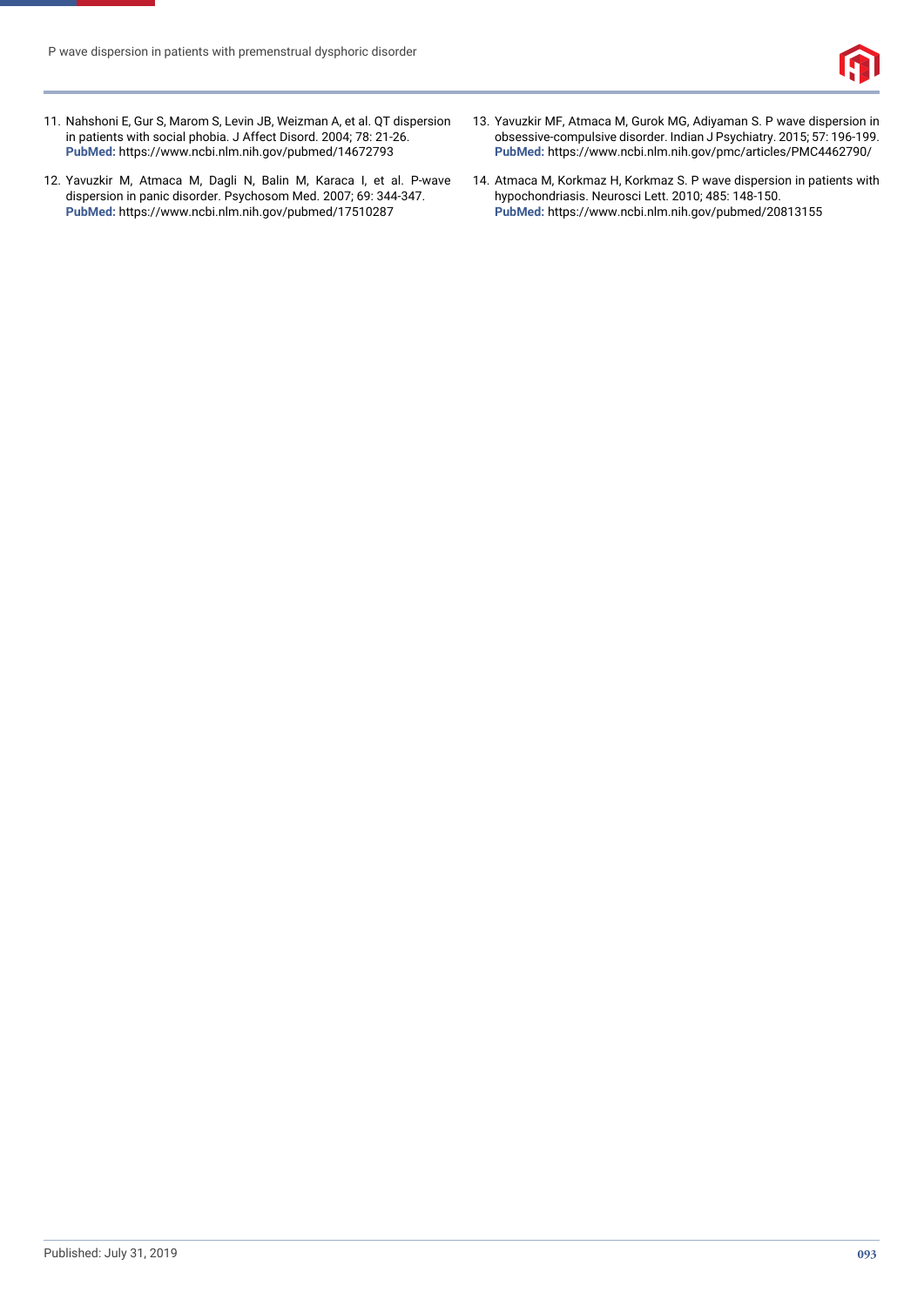11. Nahshoni E, Gur S, Marom S, Levin JB, Weizman A, et al. QT dispersion in patients with social phobia. J Affect Disord. 2004; 78: 21-26. **PubMed:** https://www.ncbi.nlm.nih.gov/pubmed/14672793

12. Yavuzkir M, Atmaca M, Dagli N, Balin M, Karaca I, et al. P-wave dispersion in panic disorder. Psychosom Med. 2007; 69: 344-347. **PubMed:** https://www.ncbi.nlm.nih.gov/pubmed/17510287

13. Yavuzkir MF, Atmaca M, Gurok MG, Adiyaman S. P wave dispersion in obsessive-compulsive disorder. Indian J Psychiatry. 2015; 57: 196-199. **PubMed:** https://www.ncbi.nlm.nih.gov/pmc/articles/PMC4462790/

14. Atmaca M, Korkmaz H, Korkmaz S. P wave dispersion in patients with hypochondriasis. Neurosci Lett. 2010; 485: 148-150. **PubMed:** https://www.ncbi.nlm.nih.gov/pubmed/20813155